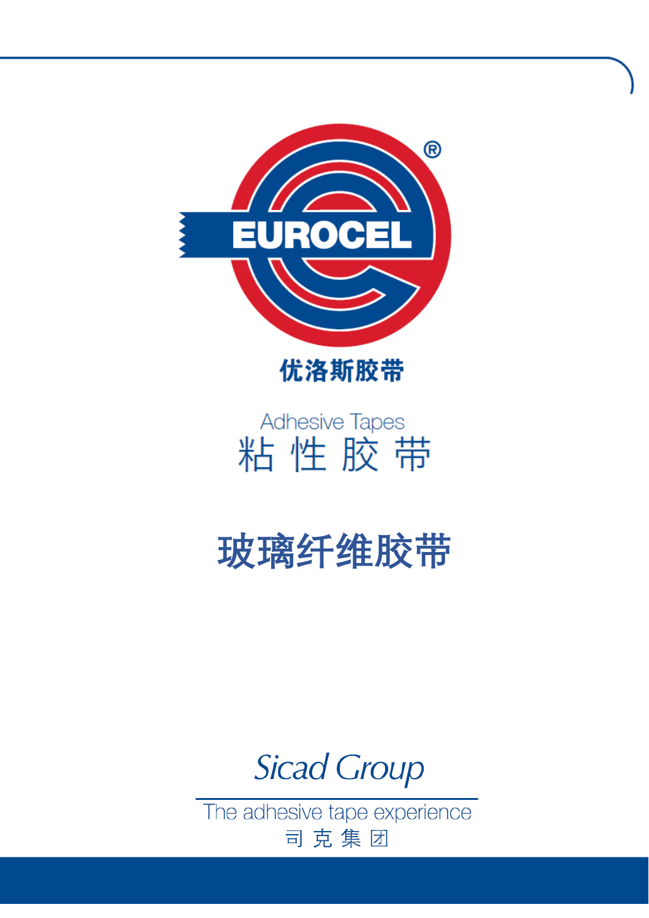EUROCEL®

优洛斯胶带

Adhesive Tapes
粘 性 胶 带

# 玻璃纤维胶带

*Sicad Group*

The adhesive tape experience
司 克 集 团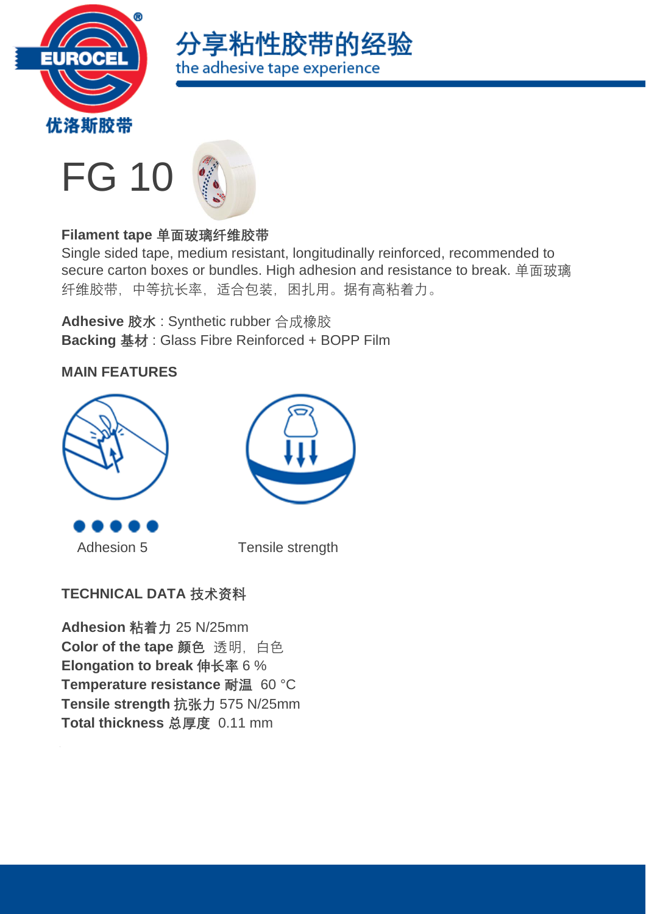# FG 10

**Filament tape 单面玻璃纤维胶带**

Single sided tape, medium resistant, longitudinally reinforced, recommended to secure carton boxes or bundles. High adhesion and resistance to break. 单面玻璃纤维胶带，中等抗长率，适合包装，困扎用。据有高粘着力。

**Adhesive 胶水** : Synthetic rubber 合成橡胶
**Backing 基材** : Glass Fibre Reinforced + BOPP Film

## MAIN FEATURES

●●●●●
Adhesion 5

Tensile strength

## TECHNICAL DATA 技术资料

**Adhesion 粘着力** 25 N/25mm
**Color of the tape 颜色** 透明，白色
**Elongation to break 伸长率** 6 %
**Temperature resistance 耐温** 60 °C
**Tensile strength 抗张力** 575 N/25mm
**Total thickness 总厚度** 0.11 mm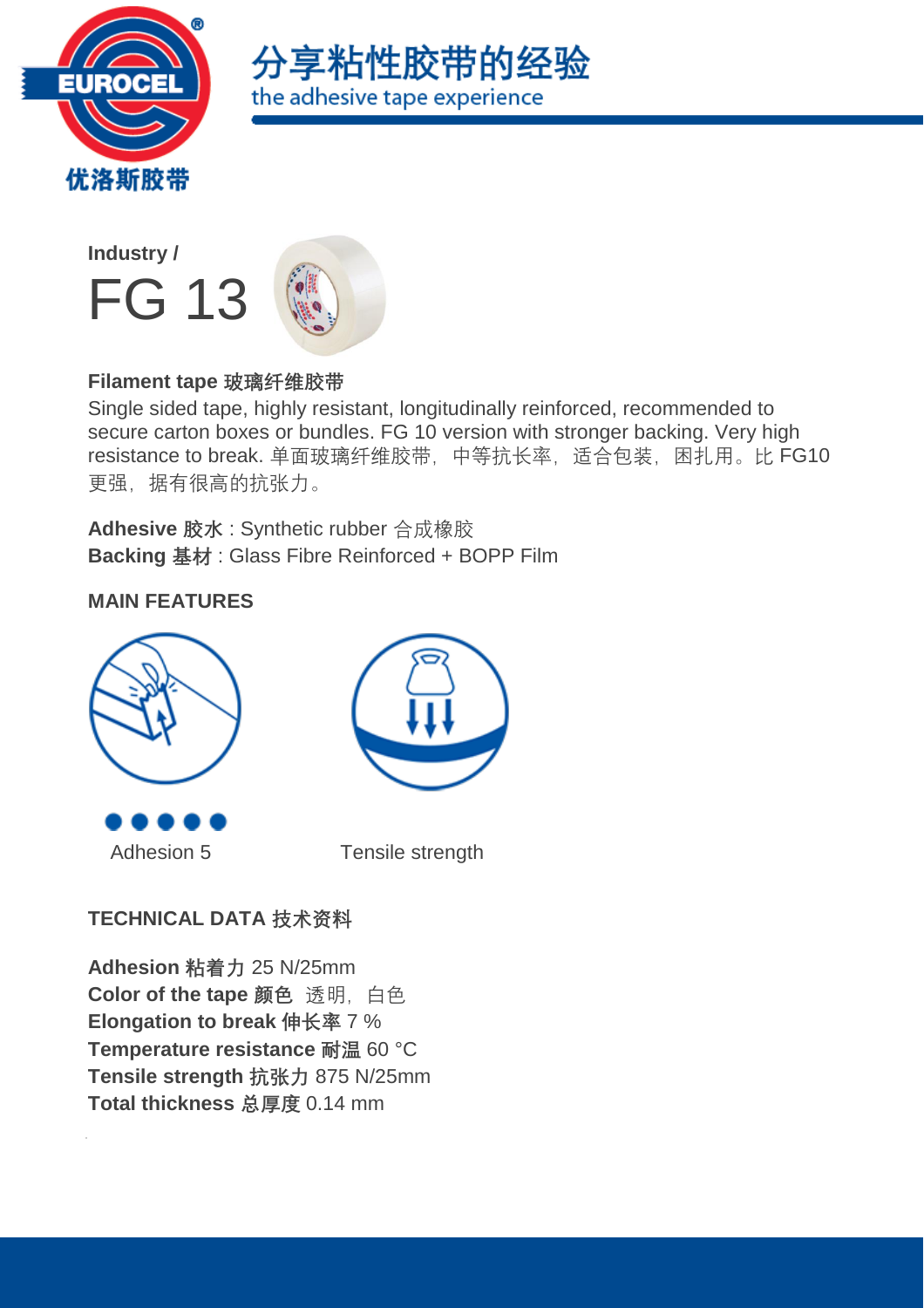Industry /

# FG 13

**Filament tape 玻璃纤维胶带**

Single sided tape, highly resistant, longitudinally reinforced, recommended to secure carton boxes or bundles. FG 10 version with stronger backing. Very high resistance to break. 单面玻璃纤维胶带，中等抗长率，适合包装，困扎用。比 FG10 更强，据有很高的抗张力。

**Adhesive 胶水** : Synthetic rubber 合成橡胶
**Backing 基材** : Glass Fibre Reinforced + BOPP Film

## MAIN FEATURES

●●●●●
Adhesion 5

Tensile strength

## TECHNICAL DATA 技术资料

**Adhesion 粘着力** 25 N/25mm
**Color of the tape 颜色** 透明，白色
**Elongation to break 伸长率** 7 %
**Temperature resistance 耐温** 60 °C
**Tensile strength 抗张力** 875 N/25mm
**Total thickness 总厚度** 0.14 mm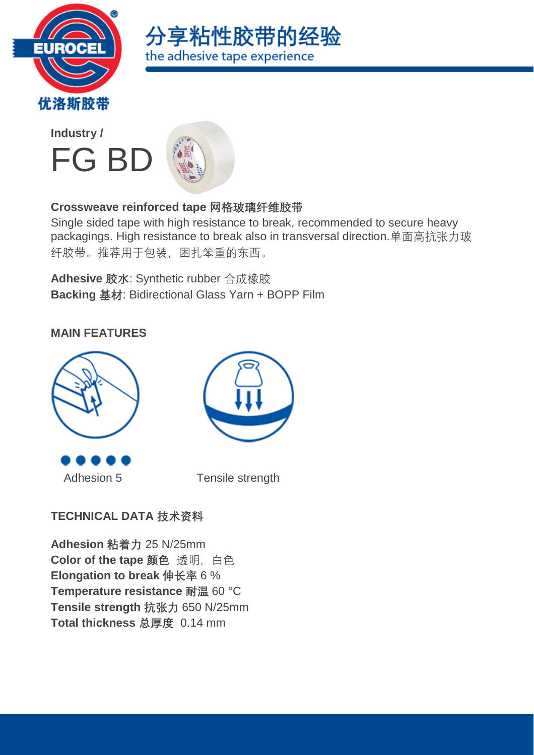分享粘性胶带的经验
the adhesive tape experience

Industry /

# FG BD

**Crossweave reinforced tape 网格玻璃纤维胶带**

Single sided tape with high resistance to break, recommended to secure heavy packagings. High resistance to break also in transversal direction.单面高抗张力玻纤胶带。推荐用于包装，困扎笨重的东西。

**Adhesive 胶水**: Synthetic rubber 合成橡胶
**Backing 基材**: Bidirectional Glass Yarn + BOPP Film

## MAIN FEATURES

Adhesion 5

Tensile strength

## TECHNICAL DATA 技术资料

**Adhesion 粘着力** 25 N/25mm
**Color of the tape 颜色** 透明，白色
**Elongation to break 伸长率** 6 %
**Temperature resistance 耐温** 60 °C
**Tensile strength 抗张力** 650 N/25mm
**Total thickness 总厚度** 0.14 mm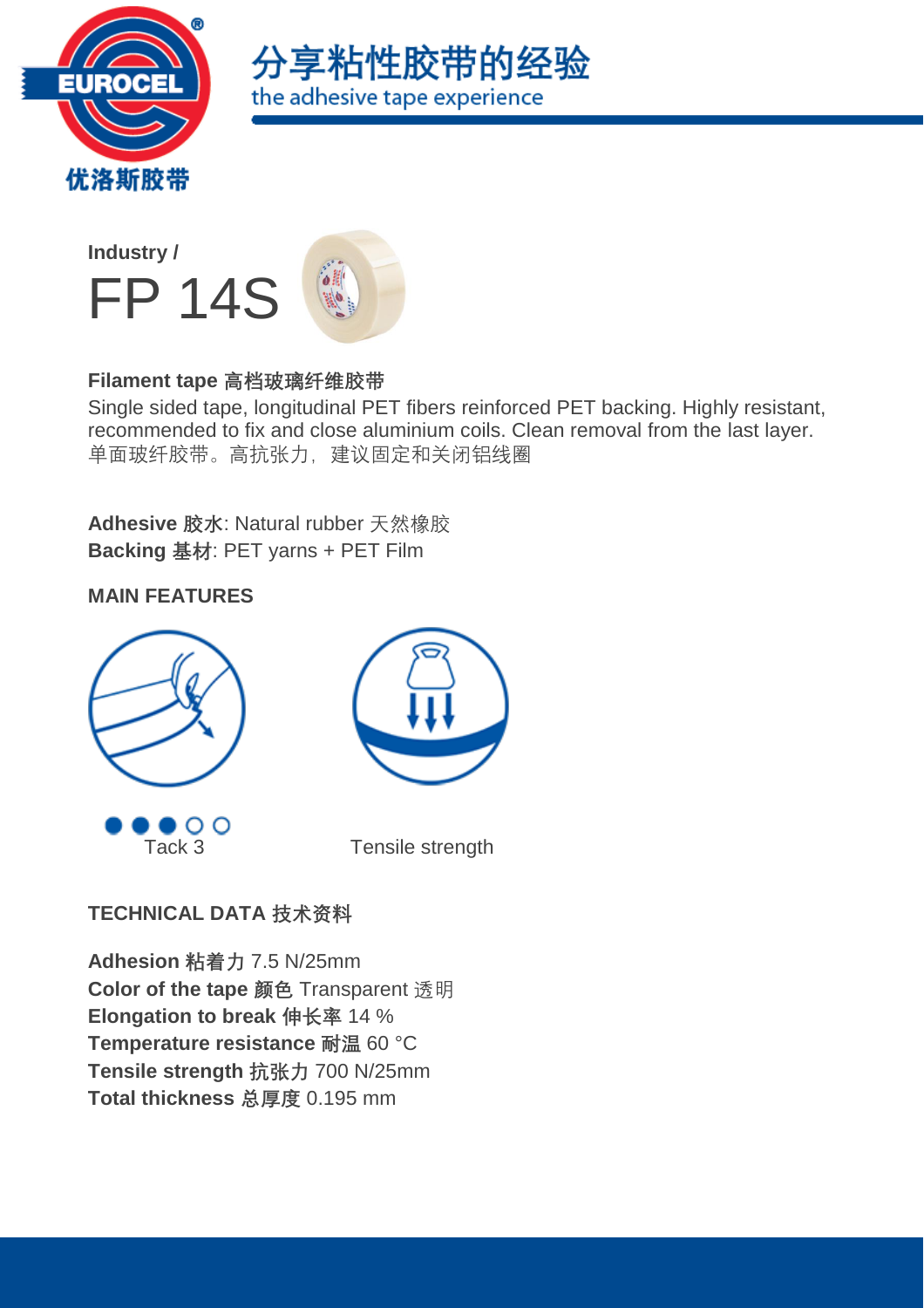Industry /

# FP 14S

**Filament tape 高档玻璃纤维胶带**

Single sided tape, longitudinal PET fibers reinforced PET backing. Highly resistant, recommended to fix and close aluminium coils. Clean removal from the last layer.
单面玻纤胶带。高抗张力，建议固定和关闭铝线圈

**Adhesive 胶水**: Natural rubber 天然橡胶
**Backing 基材**: PET yarns + PET Film

## MAIN FEATURES

●●●○○
Tack 3

Tensile strength

## TECHNICAL DATA 技术资料

**Adhesion 粘着力** 7.5 N/25mm
**Color of the tape 颜色** Transparent 透明
**Elongation to break 伸长率** 14 %
**Temperature resistance 耐温** 60 °C
**Tensile strength 抗张力** 700 N/25mm
**Total thickness 总厚度** 0.195 mm